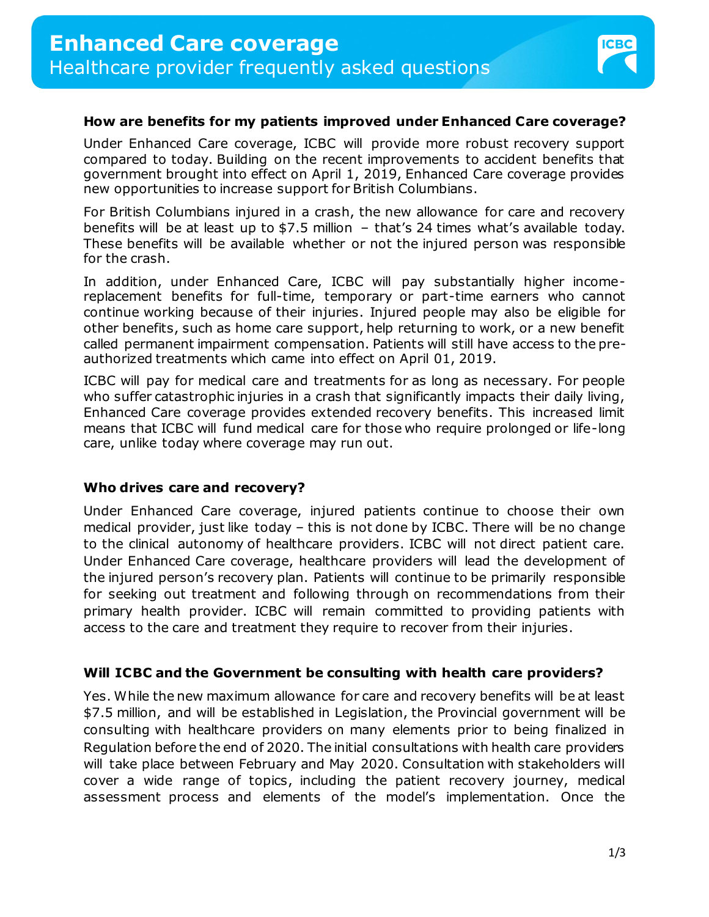# Enhanced Care coverage
## Healthcare provider frequently asked questions

**How are benefits for my patients improved under Enhanced Care coverage?**

Under Enhanced Care coverage, ICBC will provide more robust recovery support compared to today. Building on the recent improvements to accident benefits that government brought into effect on April 1, 2019, Enhanced Care coverage provides new opportunities to increase support for British Columbians.

For British Columbians injured in a crash, the new allowance for care and recovery benefits will be at least up to $7.5 million – that's 24 times what's available today. These benefits will be available whether or not the injured person was responsible for the crash.

In addition, under Enhanced Care, ICBC will pay substantially higher income-replacement benefits for full-time, temporary or part-time earners who cannot continue working because of their injuries. Injured people may also be eligible for other benefits, such as home care support, help returning to work, or a new benefit called permanent impairment compensation. Patients will still have access to the pre-authorized treatments which came into effect on April 01, 2019.

ICBC will pay for medical care and treatments for as long as necessary. For people who suffer catastrophic injuries in a crash that significantly impacts their daily living, Enhanced Care coverage provides extended recovery benefits. This increased limit means that ICBC will fund medical care for those who require prolonged or life-long care, unlike today where coverage may run out.

**Who drives care and recovery?**

Under Enhanced Care coverage, injured patients continue to choose their own medical provider, just like today – this is not done by ICBC. There will be no change to the clinical autonomy of healthcare providers. ICBC will not direct patient care. Under Enhanced Care coverage, healthcare providers will lead the development of the injured person's recovery plan. Patients will continue to be primarily responsible for seeking out treatment and following through on recommendations from their primary health provider. ICBC will remain committed to providing patients with access to the care and treatment they require to recover from their injuries.

**Will ICBC and the Government be consulting with health care providers?**

Yes. While the new maximum allowance for care and recovery benefits will be at least $7.5 million, and will be established in Legislation, the Provincial government will be consulting with healthcare providers on many elements prior to being finalized in Regulation before the end of 2020. The initial consultations with health care providers will take place between February and May 2020. Consultation with stakeholders will cover a wide range of topics, including the patient recovery journey, medical assessment process and elements of the model's implementation. Once the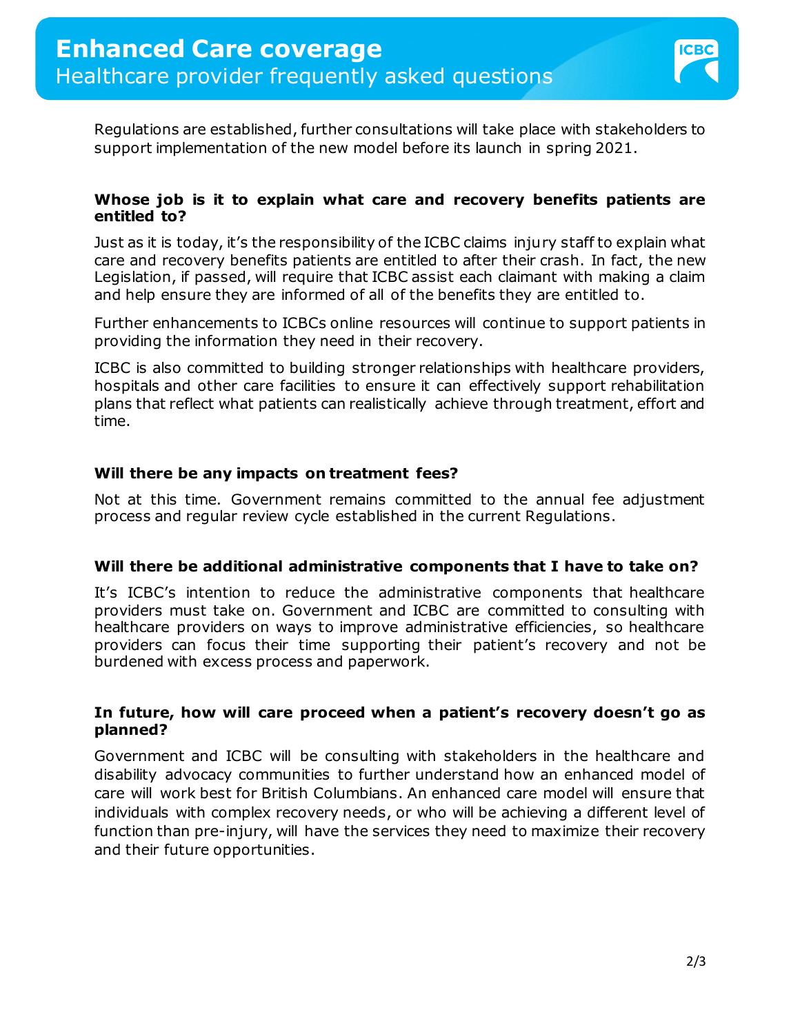Regulations are established, further consultations will take place with stakeholders to support implementation of the new model before its launch in spring 2021.

### Whose job is it to explain what care and recovery benefits patients are entitled to?

Just as it is today, it's the responsibility of the ICBC claims injury staff to explain what care and recovery benefits patients are entitled to after their crash. In fact, the new Legislation, if passed, will require that ICBC assist each claimant with making a claim and help ensure they are informed of all of the benefits they are entitled to.

Further enhancements to ICBCs online resources will continue to support patients in providing the information they need in their recovery.

ICBC is also committed to building stronger relationships with healthcare providers, hospitals and other care facilities to ensure it can effectively support rehabilitation plans that reflect what patients can realistically achieve through treatment, effort and time.

### Will there be any impacts on treatment fees?

Not at this time. Government remains committed to the annual fee adjustment process and regular review cycle established in the current Regulations.

### Will there be additional administrative components that I have to take on?

It's ICBC's intention to reduce the administrative components that healthcare providers must take on. Government and ICBC are committed to consulting with healthcare providers on ways to improve administrative efficiencies, so healthcare providers can focus their time supporting their patient's recovery and not be burdened with excess process and paperwork.

### In future, how will care proceed when a patient's recovery doesn't go as planned?

Government and ICBC will be consulting with stakeholders in the healthcare and disability advocacy communities to further understand how an enhanced model of care will work best for British Columbians. An enhanced care model will ensure that individuals with complex recovery needs, or who will be achieving a different level of function than pre-injury, will have the services they need to maximize their recovery and their future opportunities.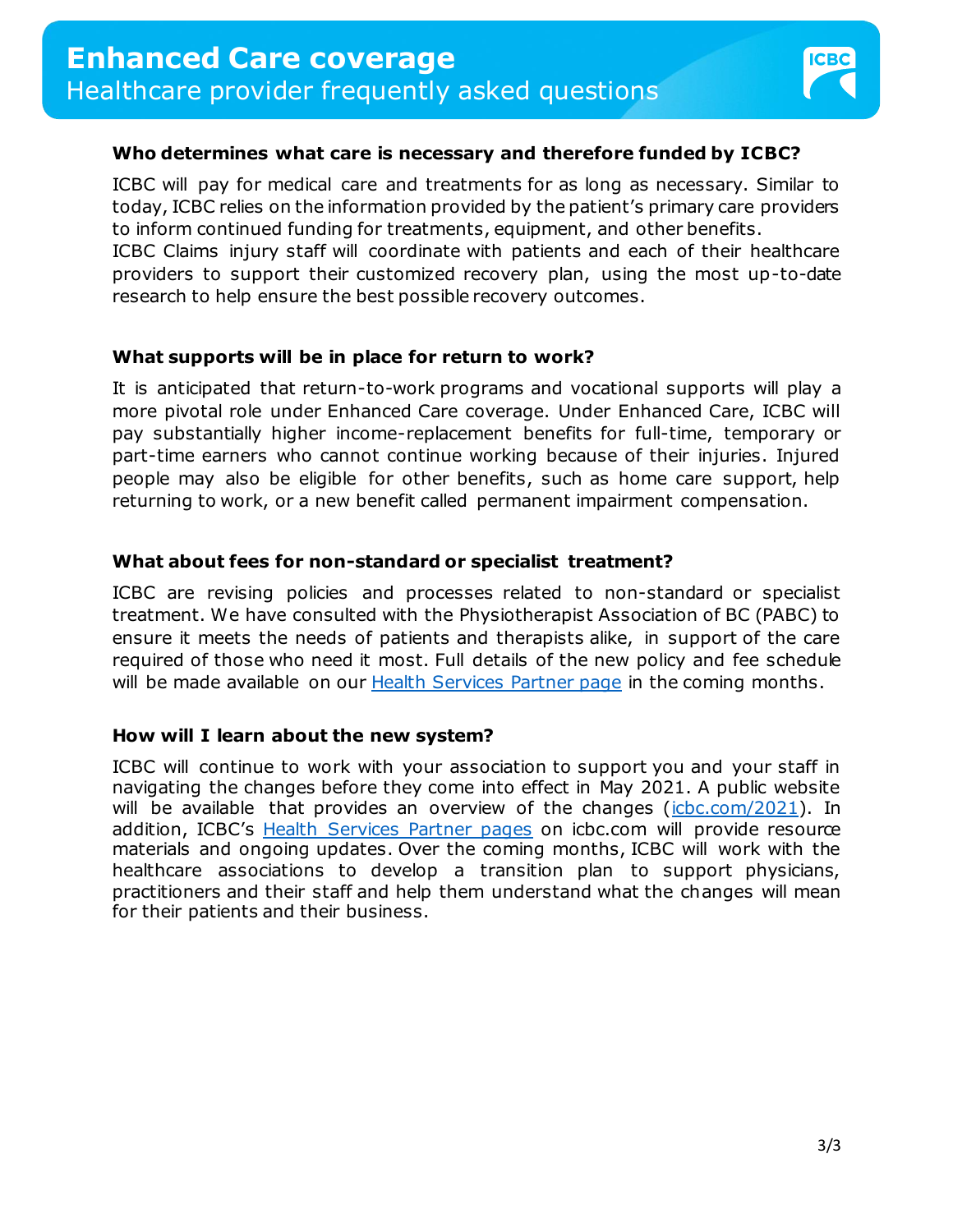# Enhanced Care coverage

## Healthcare provider frequently asked questions

### Who determines what care is necessary and therefore funded by ICBC?

ICBC will pay for medical care and treatments for as long as necessary. Similar to today, ICBC relies on the information provided by the patient's primary care providers to inform continued funding for treatments, equipment, and other benefits.
ICBC Claims injury staff will coordinate with patients and each of their healthcare providers to support their customized recovery plan, using the most up-to-date research to help ensure the best possible recovery outcomes.

### What supports will be in place for return to work?

It is anticipated that return-to-work programs and vocational supports will play a more pivotal role under Enhanced Care coverage. Under Enhanced Care, ICBC will pay substantially higher income-replacement benefits for full-time, temporary or part-time earners who cannot continue working because of their injuries. Injured people may also be eligible for other benefits, such as home care support, help returning to work, or a new benefit called permanent impairment compensation.

### What about fees for non-standard or specialist treatment?

ICBC are revising policies and processes related to non-standard or specialist treatment. We have consulted with the Physiotherapist Association of BC (PABC) to ensure it meets the needs of patients and therapists alike, in support of the care required of those who need it most. Full details of the new policy and fee schedule will be made available on our Health Services Partner page in the coming months.

### How will I learn about the new system?

ICBC will continue to work with your association to support you and your staff in navigating the changes before they come into effect in May 2021. A public website will be available that provides an overview of the changes (icbc.com/2021). In addition, ICBC's Health Services Partner pages on icbc.com will provide resource materials and ongoing updates. Over the coming months, ICBC will work with the healthcare associations to develop a transition plan to support physicians, practitioners and their staff and help them understand what the changes will mean for their patients and their business.